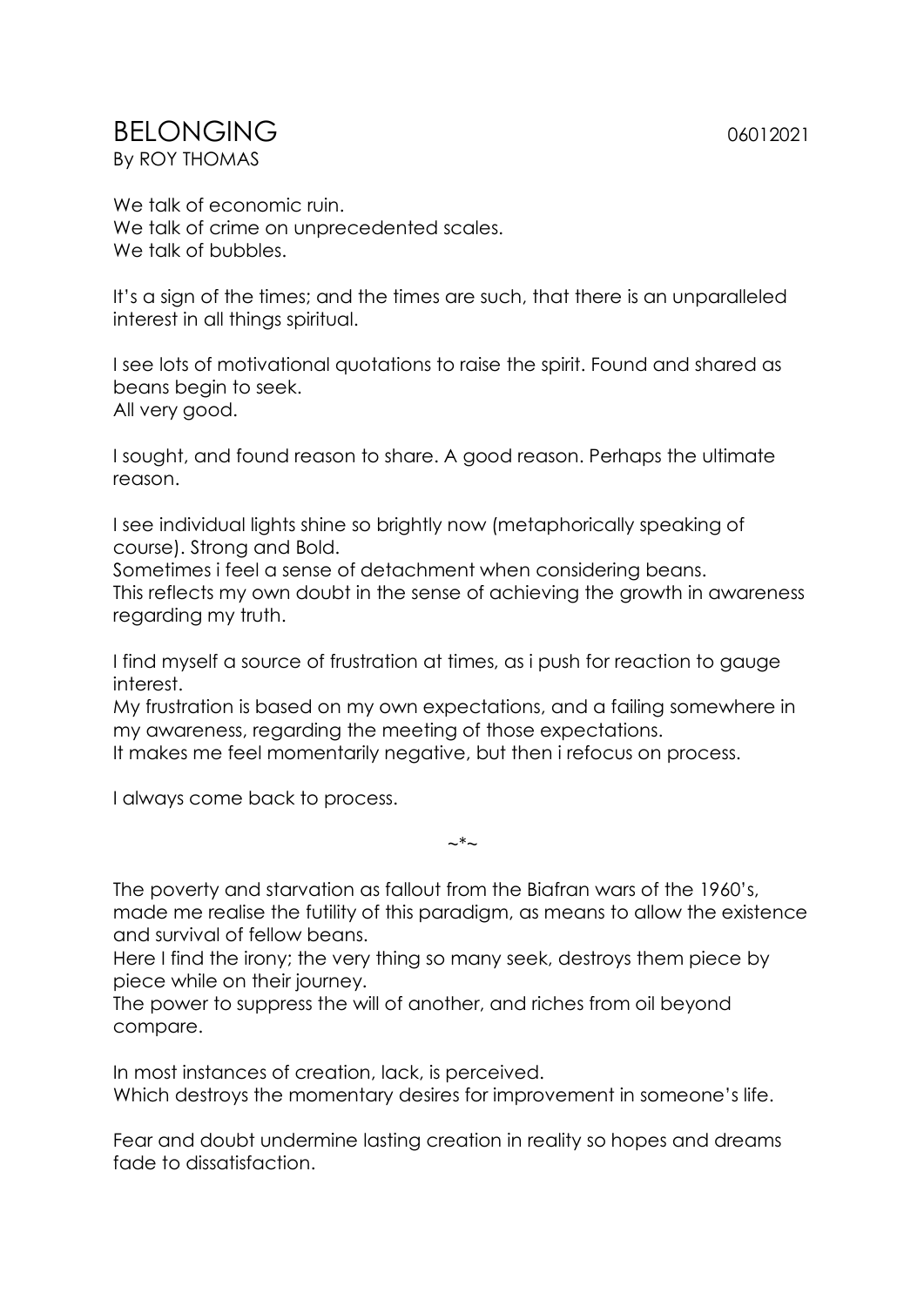# BELONGING

06012021

By ROY THOMAS

We talk of economic ruin.
We talk of crime on unprecedented scales.
We talk of bubbles.

It's a sign of the times; and the times are such, that there is an unparalleled interest in all things spiritual.

I see lots of motivational quotations to raise the spirit. Found and shared as beans begin to seek.
All very good.

I sought, and found reason to share. A good reason. Perhaps the ultimate reason.

I see individual lights shine so brightly now (metaphorically speaking of course). Strong and Bold.
Sometimes i feel a sense of detachment when considering beans.
This reflects my own doubt in the sense of achieving the growth in awareness regarding my truth.

I find myself a source of frustration at times, as i push for reaction to gauge interest.
My frustration is based on my own expectations, and a failing somewhere in my awareness, regarding the meeting of those expectations.
It makes me feel momentarily negative, but then i refocus on process.

I always come back to process.

~*~

The poverty and starvation as fallout from the Biafran wars of the 1960's, made me realise the futility of this paradigm, as means to allow the existence and survival of fellow beans.
Here I find the irony; the very thing so many seek, destroys them piece by piece while on their journey.
The power to suppress the will of another, and riches from oil beyond compare.

In most instances of creation, lack, is perceived.
Which destroys the momentary desires for improvement in someone's life.

Fear and doubt undermine lasting creation in reality so hopes and dreams fade to dissatisfaction.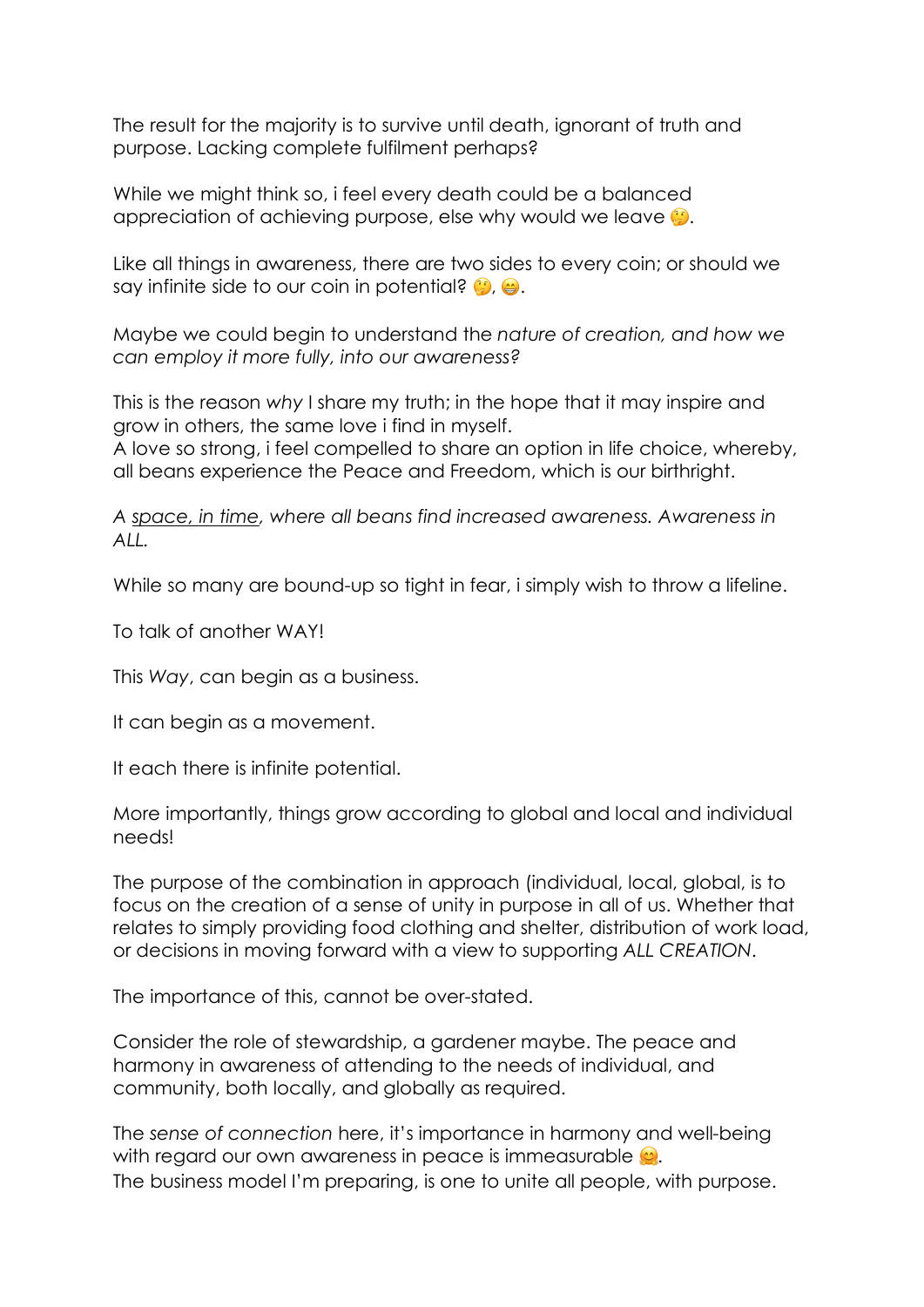The result for the majority is to survive until death, ignorant of truth and purpose. Lacking complete fulfilment perhaps?

While we might think so, i feel every death could be a balanced appreciation of achieving purpose, else why would we leave 🤔.

Like all things in awareness, there are two sides to every coin; or should we say infinite side to our coin in potential? 🤔, 😁.

Maybe we could begin to understand the *nature of creation, and how we can employ it more fully, into our awareness?*

This is the reason *why* I share my truth; in the hope that it may inspire and grow in others, the same love i find in myself.
A love so strong, i feel compelled to share an option in life choice, whereby, all beans experience the Peace and Freedom, which is our birthright.

*A <u>space, in time</u>, where all beans find increased awareness. Awareness in ALL.*

While so many are bound-up so tight in fear, i simply wish to throw a lifeline.

To talk of another WAY!

This *Way*, can begin as a business.

It can begin as a movement.

It each there is infinite potential.

More importantly, things grow according to global and local and individual needs!

The purpose of the combination in approach (individual, local, global, is to focus on the creation of a sense of unity in purpose in all of us. Whether that relates to simply providing food clothing and shelter, distribution of work load, or decisions in moving forward with a view to supporting *ALL CREATION*.

The importance of this, cannot be over-stated.

Consider the role of stewardship, a gardener maybe. The peace and harmony in awareness of attending to the needs of individual, and community, both locally, and globally as required.

The *sense of connection* here, it's importance in harmony and well-being with regard our own awareness in peace is immeasurable 🤗.
The business model I'm preparing, is one to unite all people, with purpose.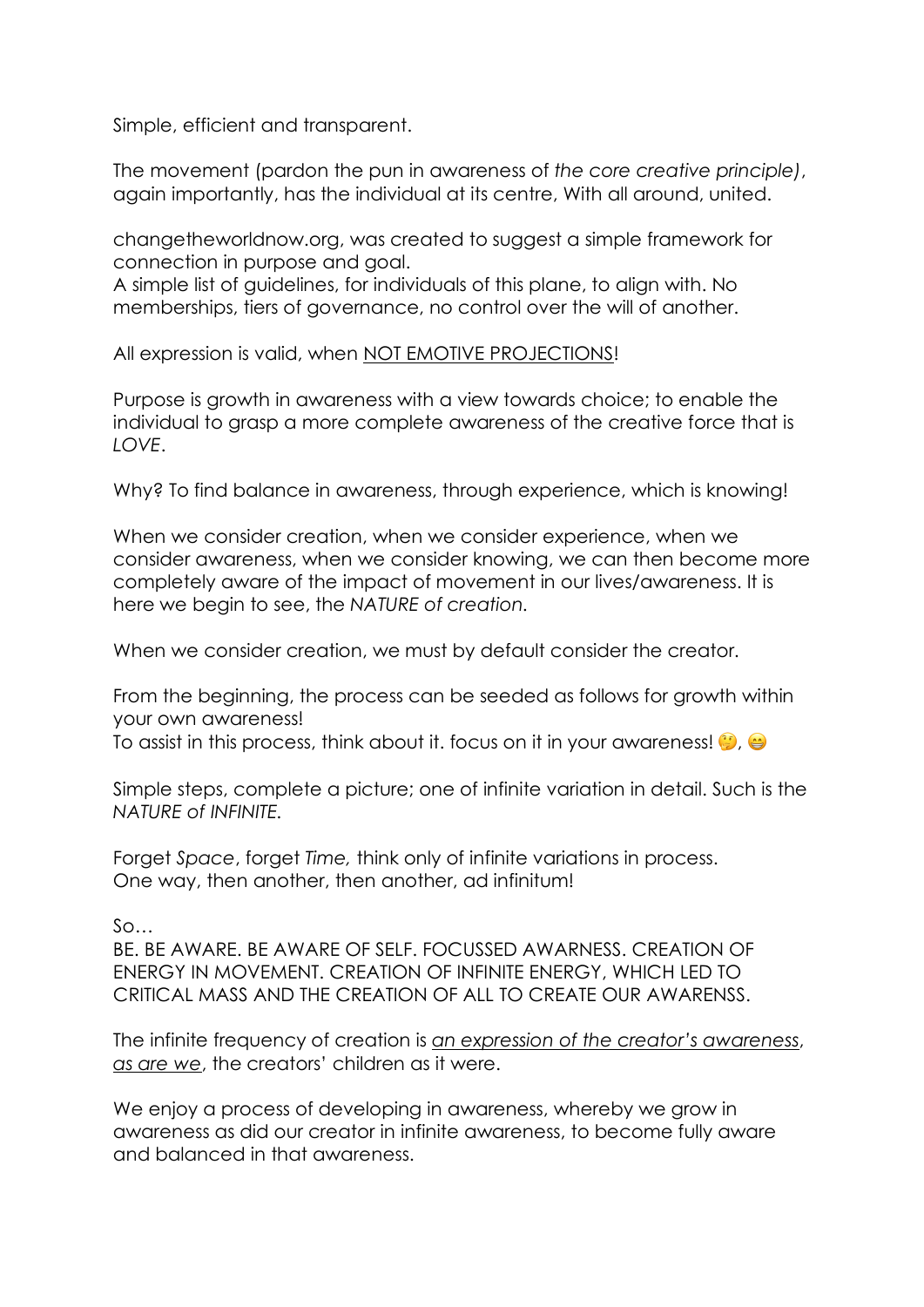Simple, efficient and transparent.

The movement (pardon the pun in awareness of *the core creative principle)*, again importantly, has the individual at its centre, With all around, united.

changetheworldnow.org, was created to suggest a simple framework for connection in purpose and goal.
A simple list of guidelines, for individuals of this plane, to align with. No memberships, tiers of governance, no control over the will of another.

All expression is valid, when <u>NOT EMOTIVE PROJECTIONS</u>!

Purpose is growth in awareness with a view towards choice; to enable the individual to grasp a more complete awareness of the creative force that is *LOVE*.

Why? To find balance in awareness, through experience, which is knowing!

When we consider creation, when we consider experience, when we consider awareness, when we consider knowing, we can then become more completely aware of the impact of movement in our lives/awareness. It is here we begin to see, the *NATURE of creation.*

When we consider creation, we must by default consider the creator.

From the beginning, the process can be seeded as follows for growth within your own awareness!
To assist in this process, think about it. focus on it in your awareness! 🤔, 😁

Simple steps, complete a picture; one of infinite variation in detail. Such is the *NATURE of INFINITE.*

Forget *Space*, forget *Time,* think only of infinite variations in process.
One way, then another, then another, ad infinitum!

So…
BE. BE AWARE. BE AWARE OF SELF. FOCUSSED AWARNESS. CREATION OF ENERGY IN MOVEMENT. CREATION OF INFINITE ENERGY, WHICH LED TO CRITICAL MASS AND THE CREATION OF ALL TO CREATE OUR AWARENSS.

The infinite frequency of creation is <u>*an expression of the creator's awareness*</u>, <u>*as are we*</u>, the creators' children as it were.

We enjoy a process of developing in awareness, whereby we grow in awareness as did our creator in infinite awareness, to become fully aware and balanced in that awareness.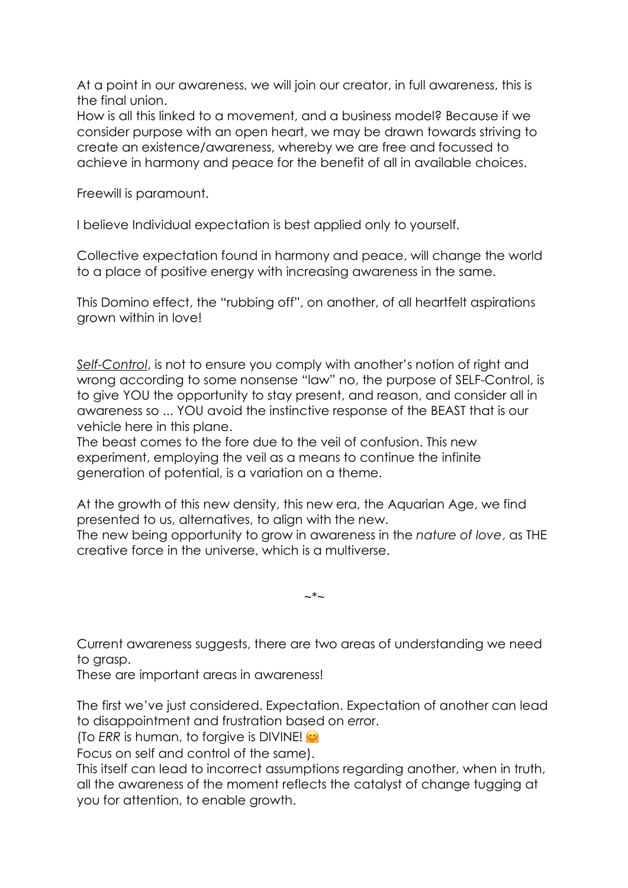At a point in our awareness, we will join our creator, in full awareness, this is the final union.
How is all this linked to a movement, and a business model? Because if we consider purpose with an open heart, we may be drawn towards striving to create an existence/awareness, whereby we are free and focussed to achieve in harmony and peace for the benefit of all in available choices.

Freewill is paramount.

I believe Individual expectation is best applied only to yourself.

Collective expectation found in harmony and peace, will change the world to a place of positive energy with increasing awareness in the same.

This Domino effect, the "rubbing off", on another, of all heartfelt aspirations grown within in love!

*Self-Control*, is not to ensure you comply with another's notion of right and wrong according to some nonsense "law" no, the purpose of SELF-Control, is to give YOU the opportunity to stay present, and reason, and consider all in awareness so ... YOU avoid the instinctive response of the BEAST that is our vehicle here in this plane.
The beast comes to the fore due to the veil of confusion. This new experiment, employing the veil as a means to continue the infinite generation of potential, is a variation on a theme.

At the growth of this new density, this new era, the Aquarian Age, we find presented to us, alternatives, to align with the new.
The new being opportunity to grow in awareness in the *nature of love*, as THE creative force in the universe, which is a multiverse.

~*~

Current awareness suggests, there are two areas of understanding we need to grasp.
These are important areas in awareness!

The first we've just considered. Expectation. Expectation of another can lead to disappointment and frustration based on *err*or.
(To *ERR* is human, to forgive is DIVINE! 🤗
Focus on self and control of the same).
This itself can lead to incorrect assumptions regarding another, when in truth, all the awareness of the moment reflects the catalyst of change tugging at you for attention, to enable growth.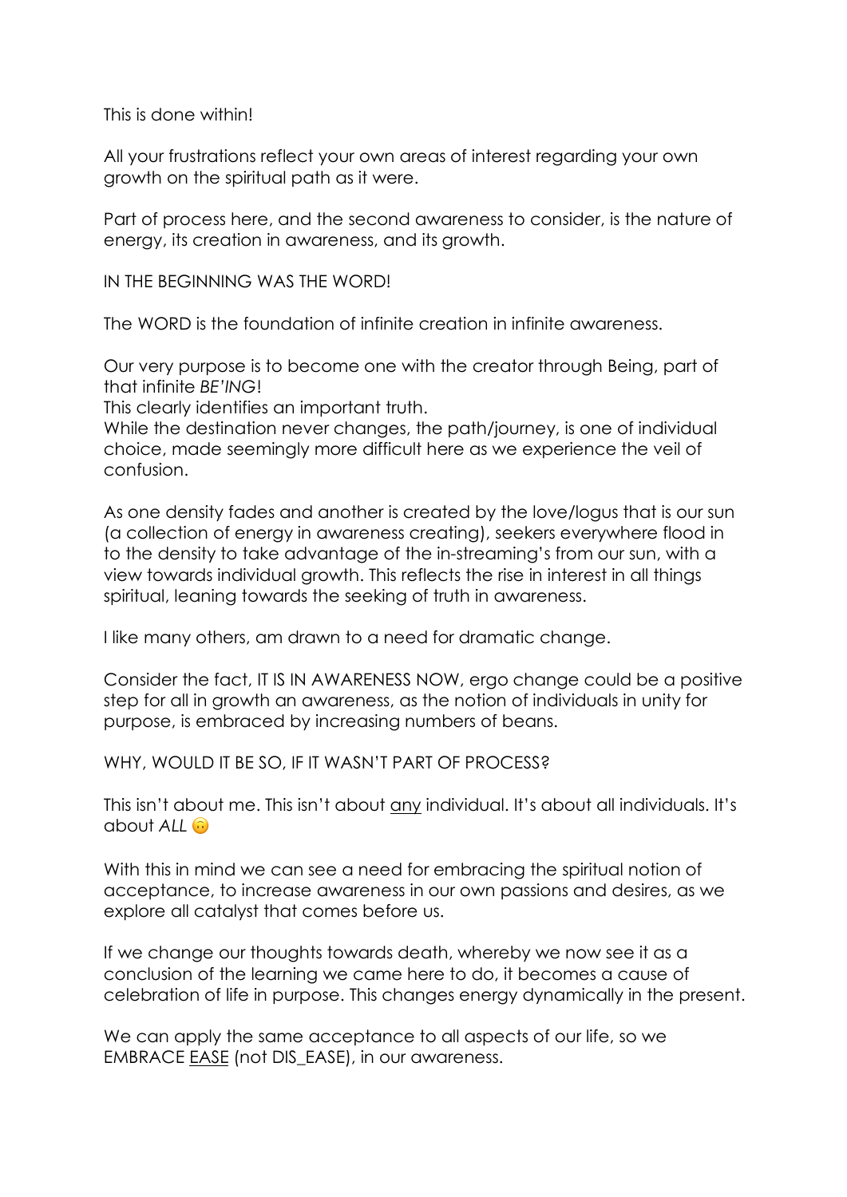This is done within!

All your frustrations reflect your own areas of interest regarding your own growth on the spiritual path as it were.

Part of process here, and the second awareness to consider, is the nature of energy, its creation in awareness, and its growth.

IN THE BEGINNING WAS THE WORD!

The WORD is the foundation of infinite creation in infinite awareness.

Our very purpose is to become one with the creator through Being, part of that infinite *BE'ING*!
This clearly identifies an important truth.
While the destination never changes, the path/journey, is one of individual choice, made seemingly more difficult here as we experience the veil of confusion.

As one density fades and another is created by the love/logus that is our sun (a collection of energy in awareness creating), seekers everywhere flood in to the density to take advantage of the in-streaming's from our sun, with a view towards individual growth. This reflects the rise in interest in all things spiritual, leaning towards the seeking of truth in awareness.

I like many others, am drawn to a need for dramatic change.

Consider the fact, IT IS IN AWARENESS NOW, ergo change could be a positive step for all in growth an awareness, as the notion of individuals in unity for purpose, is embraced by increasing numbers of beans.

WHY, WOULD IT BE SO, IF IT WASN'T PART OF PROCESS?

This isn't about me. This isn't about <u>any</u> individual. It's about all individuals. It's about *ALL* 🙃

With this in mind we can see a need for embracing the spiritual notion of acceptance, to increase awareness in our own passions and desires, as we explore all catalyst that comes before us.

If we change our thoughts towards death, whereby we now see it as a conclusion of the learning we came here to do, it becomes a cause of celebration of life in purpose. This changes energy dynamically in the present.

We can apply the same acceptance to all aspects of our life, so we EMBRACE <u>EASE</u> (not DIS_EASE), in our awareness.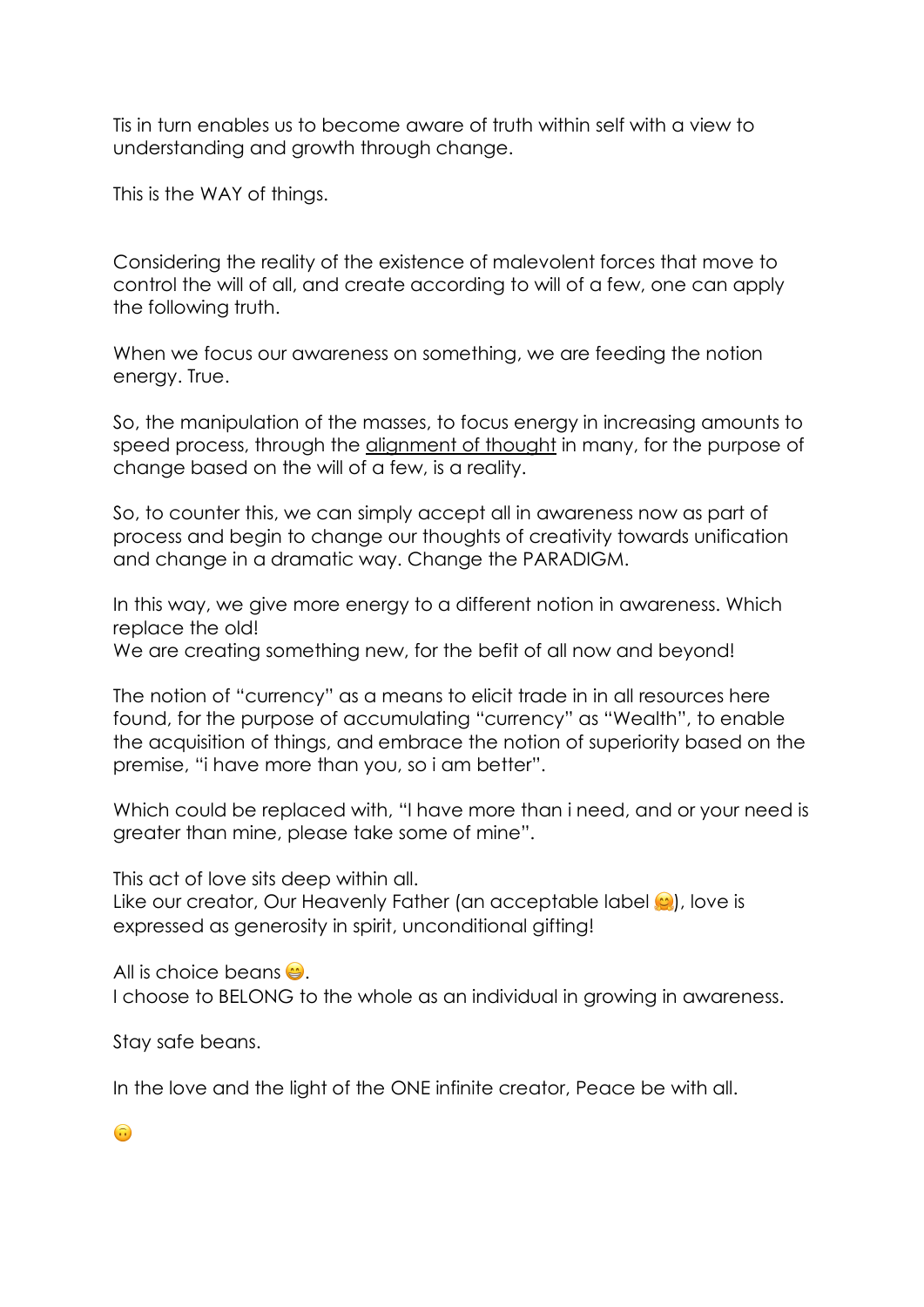Tis in turn enables us to become aware of truth within self with a view to understanding and growth through change.

This is the WAY of things.

Considering the reality of the existence of malevolent forces that move to control the will of all, and create according to will of a few, one can apply the following truth.

When we focus our awareness on something, we are feeding the notion energy. True.

So, the manipulation of the masses, to focus energy in increasing amounts to speed process, through the <u>alignment of thought</u> in many, for the purpose of change based on the will of a few, is a reality.

So, to counter this, we can simply accept all in awareness now as part of process and begin to change our thoughts of creativity towards unification and change in a dramatic way. Change the PARADIGM.

In this way, we give more energy to a different notion in awareness. Which replace the old!
We are creating something new, for the befit of all now and beyond!

The notion of "currency" as a means to elicit trade in in all resources here found, for the purpose of accumulating "currency" as "Wealth", to enable the acquisition of things, and embrace the notion of superiority based on the premise, "i have more than you, so i am better".

Which could be replaced with, "I have more than i need, and or your need is greater than mine, please take some of mine".

This act of love sits deep within all.
Like our creator, Our Heavenly Father (an acceptable label 🤗), love is expressed as generosity in spirit, unconditional gifting!

All is choice beans 😁.
I choose to BELONG to the whole as an individual in growing in awareness.

Stay safe beans.

In the love and the light of the ONE infinite creator, Peace be with all.

🙃